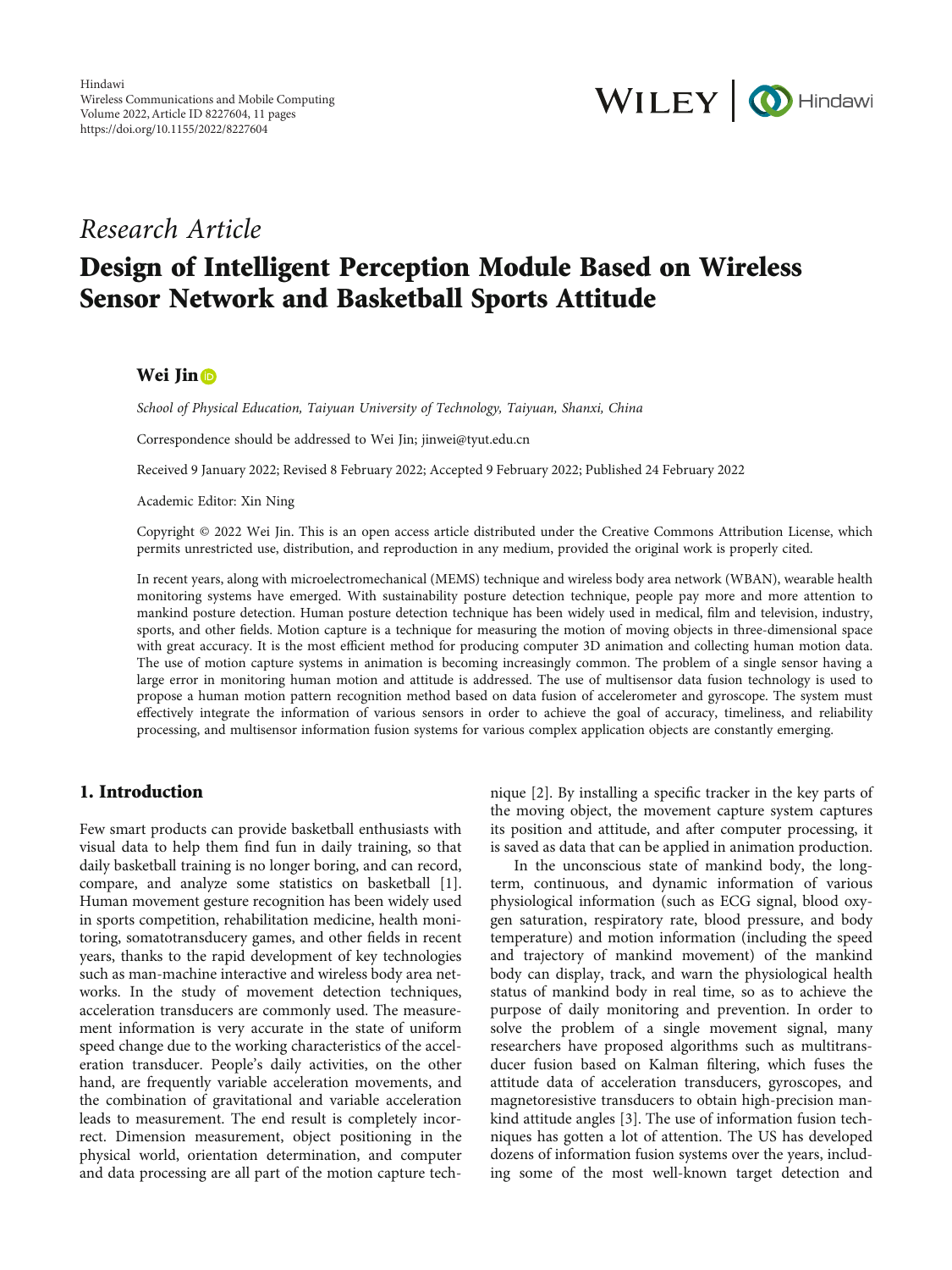Hindawi
Wireless Communications and Mobile Computing
Volume 2022, Article ID 8227604, 11 pages
https://doi.org/10.1155/2022/8227604

*Research Article*

# Design of Intelligent Perception Module Based on Wireless Sensor Network and Basketball Sports Attitude

**Wei Jin**

*School of Physical Education, Taiyuan University of Technology, Taiyuan, Shanxi, China*

Correspondence should be addressed to Wei Jin; jinwei@tyut.edu.cn

Received 9 January 2022; Revised 8 February 2022; Accepted 9 February 2022; Published 24 February 2022

Academic Editor: Xin Ning

Copyright © 2022 Wei Jin. This is an open access article distributed under the Creative Commons Attribution License, which permits unrestricted use, distribution, and reproduction in any medium, provided the original work is properly cited.

In recent years, along with microelectromechanical (MEMS) technique and wireless body area network (WBAN), wearable health monitoring systems have emerged. With sustainability posture detection technique, people pay more and more attention to mankind posture detection. Human posture detection technique has been widely used in medical, film and television, industry, sports, and other fields. Motion capture is a technique for measuring the motion of moving objects in three-dimensional space with great accuracy. It is the most efficient method for producing computer 3D animation and collecting human motion data. The use of motion capture systems in animation is becoming increasingly common. The problem of a single sensor having a large error in monitoring human motion and attitude is addressed. The use of multisensor data fusion technology is used to propose a human motion pattern recognition method based on data fusion of accelerometer and gyroscope. The system must effectively integrate the information of various sensors in order to achieve the goal of accuracy, timeliness, and reliability processing, and multisensor information fusion systems for various complex application objects are constantly emerging.

## 1. Introduction

Few smart products can provide basketball enthusiasts with visual data to help them find fun in daily training, so that daily basketball training is no longer boring, and can record, compare, and analyze some statistics on basketball [1]. Human movement gesture recognition has been widely used in sports competition, rehabilitation medicine, health monitoring, somatotransducery games, and other fields in recent years, thanks to the rapid development of key technologies such as man-machine interactive and wireless body area networks. In the study of movement detection techniques, acceleration transducers are commonly used. The measurement information is very accurate in the state of uniform speed change due to the working characteristics of the acceleration transducer. People's daily activities, on the other hand, are frequently variable acceleration movements, and the combination of gravitational and variable acceleration leads to measurement. The end result is completely incorrect. Dimension measurement, object positioning in the physical world, orientation determination, and computer and data processing are all part of the motion capture technique [2]. By installing a specific tracker in the key parts of the moving object, the movement capture system captures its position and attitude, and after computer processing, it is saved as data that can be applied in animation production.

In the unconscious state of mankind body, the long-term, continuous, and dynamic information of various physiological information (such as ECG signal, blood oxygen saturation, respiratory rate, blood pressure, and body temperature) and motion information (including the speed and trajectory of mankind movement) of the mankind body can display, track, and warn the physiological health status of mankind body in real time, so as to achieve the purpose of daily monitoring and prevention. In order to solve the problem of a single movement signal, many researchers have proposed algorithms such as multitransducer fusion based on Kalman filtering, which fuses the attitude data of acceleration transducers, gyroscopes, and magnetoresistive transducers to obtain high-precision mankind attitude angles [3]. The use of information fusion techniques has gotten a lot of attention. The US has developed dozens of information fusion systems over the years, including some of the most well-known target detection and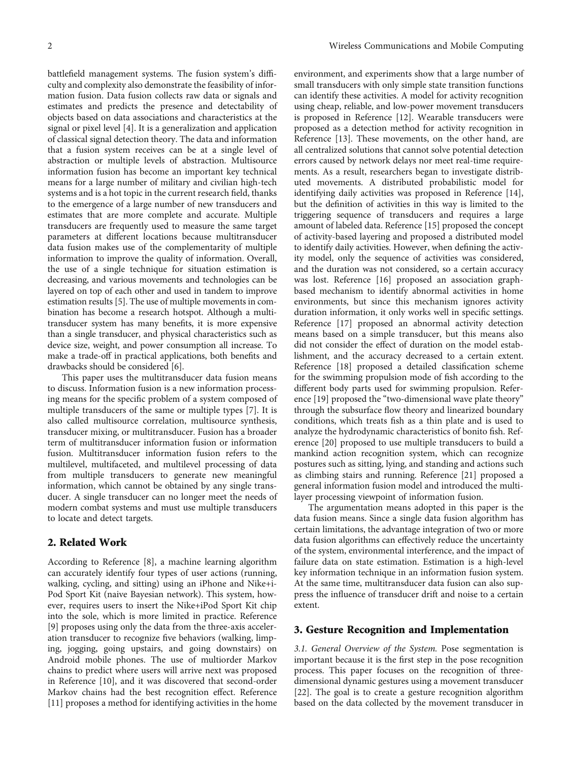battlefield management systems. The fusion system's difficulty and complexity also demonstrate the feasibility of information fusion. Data fusion collects raw data or signals and estimates and predicts the presence and detectability of objects based on data associations and characteristics at the signal or pixel level [4]. It is a generalization and application of classical signal detection theory. The data and information that a fusion system receives can be at a single level of abstraction or multiple levels of abstraction. Multisource information fusion has become an important key technical means for a large number of military and civilian high-tech systems and is a hot topic in the current research field, thanks to the emergence of a large number of new transducers and estimates that are more complete and accurate. Multiple transducers are frequently used to measure the same target parameters at different locations because multitransducer data fusion makes use of the complementarity of multiple information to improve the quality of information. Overall, the use of a single technique for situation estimation is decreasing, and various movements and technologies can be layered on top of each other and used in tandem to improve estimation results [5]. The use of multiple movements in combination has become a research hotspot. Although a multitransducer system has many benefits, it is more expensive than a single transducer, and physical characteristics such as device size, weight, and power consumption all increase. To make a trade-off in practical applications, both benefits and drawbacks should be considered [6].

This paper uses the multitransducer data fusion means to discuss. Information fusion is a new information processing means for the specific problem of a system composed of multiple transducers of the same or multiple types [7]. It is also called multisource correlation, multisource synthesis, transducer mixing, or multitransducer. Fusion has a broader term of multitransducer information fusion or information fusion. Multitransducer information fusion refers to the multilevel, multifaceted, and multilevel processing of data from multiple transducers to generate new meaningful information, which cannot be obtained by any single transducer. A single transducer can no longer meet the needs of modern combat systems and must use multiple transducers to locate and detect targets.

## 2. Related Work

According to Reference [8], a machine learning algorithm can accurately identify four types of user actions (running, walking, cycling, and sitting) using an iPhone and Nike+iPod Sport Kit (naive Bayesian network). This system, however, requires users to insert the Nike+iPod Sport Kit chip into the sole, which is more limited in practice. Reference [9] proposes using only the data from the three-axis acceleration transducer to recognize five behaviors (walking, limping, jogging, going upstairs, and going downstairs) on Android mobile phones. The use of multiorder Markov chains to predict where users will arrive next was proposed in Reference [10], and it was discovered that second-order Markov chains had the best recognition effect. Reference [11] proposes a method for identifying activities in the home environment, and experiments show that a large number of small transducers with only simple state transition functions can identify these activities. A model for activity recognition using cheap, reliable, and low-power movement transducers is proposed in Reference [12]. Wearable transducers were proposed as a detection method for activity recognition in Reference [13]. These movements, on the other hand, are all centralized solutions that cannot solve potential detection errors caused by network delays nor meet real-time requirements. As a result, researchers began to investigate distributed movements. A distributed probabilistic model for identifying daily activities was proposed in Reference [14], but the definition of activities in this way is limited to the triggering sequence of transducers and requires a large amount of labeled data. Reference [15] proposed the concept of activity-based layering and proposed a distributed model to identify daily activities. However, when defining the activity model, only the sequence of activities was considered, and the duration was not considered, so a certain accuracy was lost. Reference [16] proposed an association graph-based mechanism to identify abnormal activities in home environments, but since this mechanism ignores activity duration information, it only works well in specific settings. Reference [17] proposed an abnormal activity detection means based on a simple transducer, but this means also did not consider the effect of duration on the model establishment, and the accuracy decreased to a certain extent. Reference [18] proposed a detailed classification scheme for the swimming propulsion mode of fish according to the different body parts used for swimming propulsion. Reference [19] proposed the "two-dimensional wave plate theory" through the subsurface flow theory and linearized boundary conditions, which treats fish as a thin plate and is used to analyze the hydrodynamic characteristics of bonito fish. Reference [20] proposed to use multiple transducers to build a mankind action recognition system, which can recognize postures such as sitting, lying, and standing and actions such as climbing stairs and running. Reference [21] proposed a general information fusion model and introduced the multilayer processing viewpoint of information fusion.

The argumentation means adopted in this paper is the data fusion means. Since a single data fusion algorithm has certain limitations, the advantage integration of two or more data fusion algorithms can effectively reduce the uncertainty of the system, environmental interference, and the impact of failure data on state estimation. Estimation is a high-level key information technique in an information fusion system. At the same time, multitransducer data fusion can also suppress the influence of transducer drift and noise to a certain extent.

## 3. Gesture Recognition and Implementation

*3.1. General Overview of the System.* Pose segmentation is important because it is the first step in the pose recognition process. This paper focuses on the recognition of three-dimensional dynamic gestures using a movement transducer [22]. The goal is to create a gesture recognition algorithm based on the data collected by the movement transducer in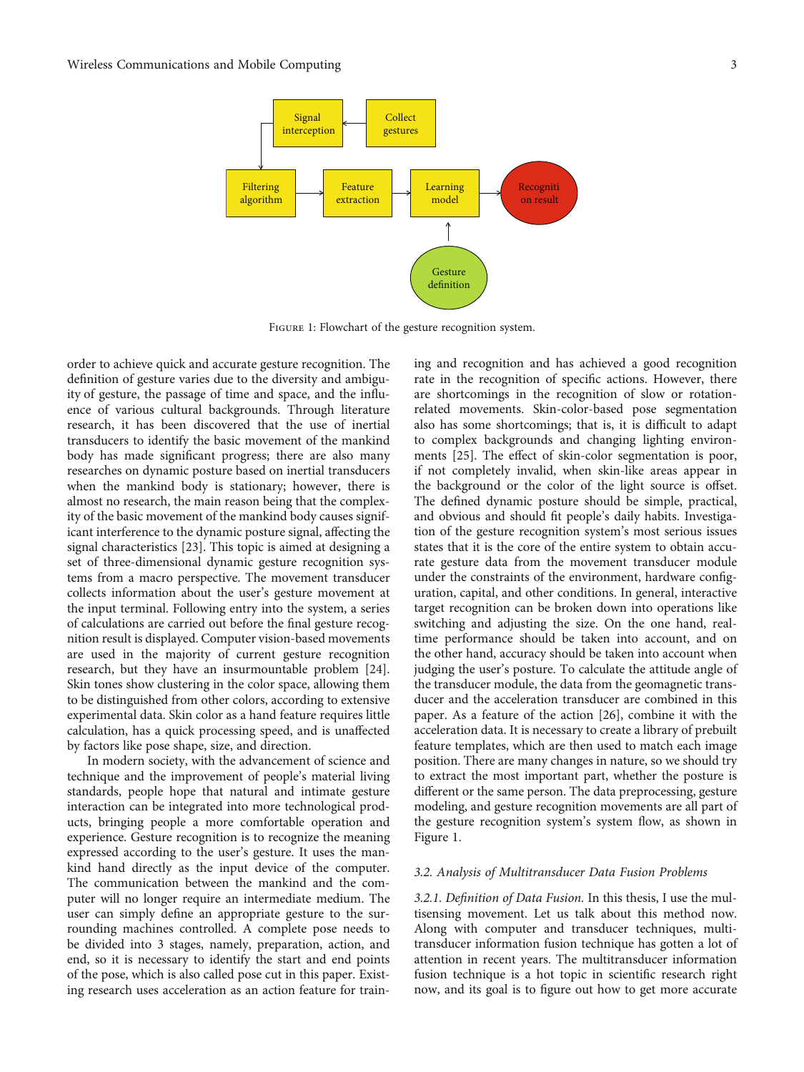Figure 1: Flowchart of the gesture recognition system.

order to achieve quick and accurate gesture recognition. The definition of gesture varies due to the diversity and ambiguity of gesture, the passage of time and space, and the influence of various cultural backgrounds. Through literature research, it has been discovered that the use of inertial transducers to identify the basic movement of the mankind body has made significant progress; there are also many researches on dynamic posture based on inertial transducers when the mankind body is stationary; however, there is almost no research, the main reason being that the complexity of the basic movement of the mankind body causes significant interference to the dynamic posture signal, affecting the signal characteristics [23]. This topic is aimed at designing a set of three-dimensional dynamic gesture recognition systems from a macro perspective. The movement transducer collects information about the user's gesture movement at the input terminal. Following entry into the system, a series of calculations are carried out before the final gesture recognition result is displayed. Computer vision-based movements are used in the majority of current gesture recognition research, but they have an insurmountable problem [24]. Skin tones show clustering in the color space, allowing them to be distinguished from other colors, according to extensive experimental data. Skin color as a hand feature requires little calculation, has a quick processing speed, and is unaffected by factors like pose shape, size, and direction.

In modern society, with the advancement of science and technique and the improvement of people's material living standards, people hope that natural and intimate gesture interaction can be integrated into more technological products, bringing people a more comfortable operation and experience. Gesture recognition is to recognize the meaning expressed according to the user's gesture. It uses the mankind hand directly as the input device of the computer. The communication between the mankind and the computer will no longer require an intermediate medium. The user can simply define an appropriate gesture to the surrounding machines controlled. A complete pose needs to be divided into 3 stages, namely, preparation, action, and end, so it is necessary to identify the start and end points of the pose, which is also called pose cut in this paper. Existing research uses acceleration as an action feature for training and recognition and has achieved a good recognition rate in the recognition of specific actions. However, there are shortcomings in the recognition of slow or rotation-related movements. Skin-color-based pose segmentation also has some shortcomings; that is, it is difficult to adapt to complex backgrounds and changing lighting environments [25]. The effect of skin-color segmentation is poor, if not completely invalid, when skin-like areas appear in the background or the color of the light source is offset. The defined dynamic posture should be simple, practical, and obvious and should fit people's daily habits. Investigation of the gesture recognition system's most serious issues states that it is the core of the entire system to obtain accurate gesture data from the movement transducer module under the constraints of the environment, hardware configuration, capital, and other conditions. In general, interactive target recognition can be broken down into operations like switching and adjusting the size. On the one hand, real-time performance should be taken into account, and on the other hand, accuracy should be taken into account when judging the user's posture. To calculate the attitude angle of the transducer module, the data from the geomagnetic transducer and the acceleration transducer are combined in this paper. As a feature of the action [26], combine it with the acceleration data. It is necessary to create a library of prebuilt feature templates, which are then used to match each image position. There are many changes in nature, so we should try to extract the most important part, whether the posture is different or the same person. The data preprocessing, gesture modeling, and gesture recognition movements are all part of the gesture recognition system's system flow, as shown in Figure 1.

### 3.2. Analysis of Multitransducer Data Fusion Problems

*3.2.1. Definition of Data Fusion.* In this thesis, I use the multisensing movement. Let us talk about this method now. Along with computer and transducer techniques, multitransducer information fusion technique has gotten a lot of attention in recent years. The multitransducer information fusion technique is a hot topic in scientific research right now, and its goal is to figure out how to get more accurate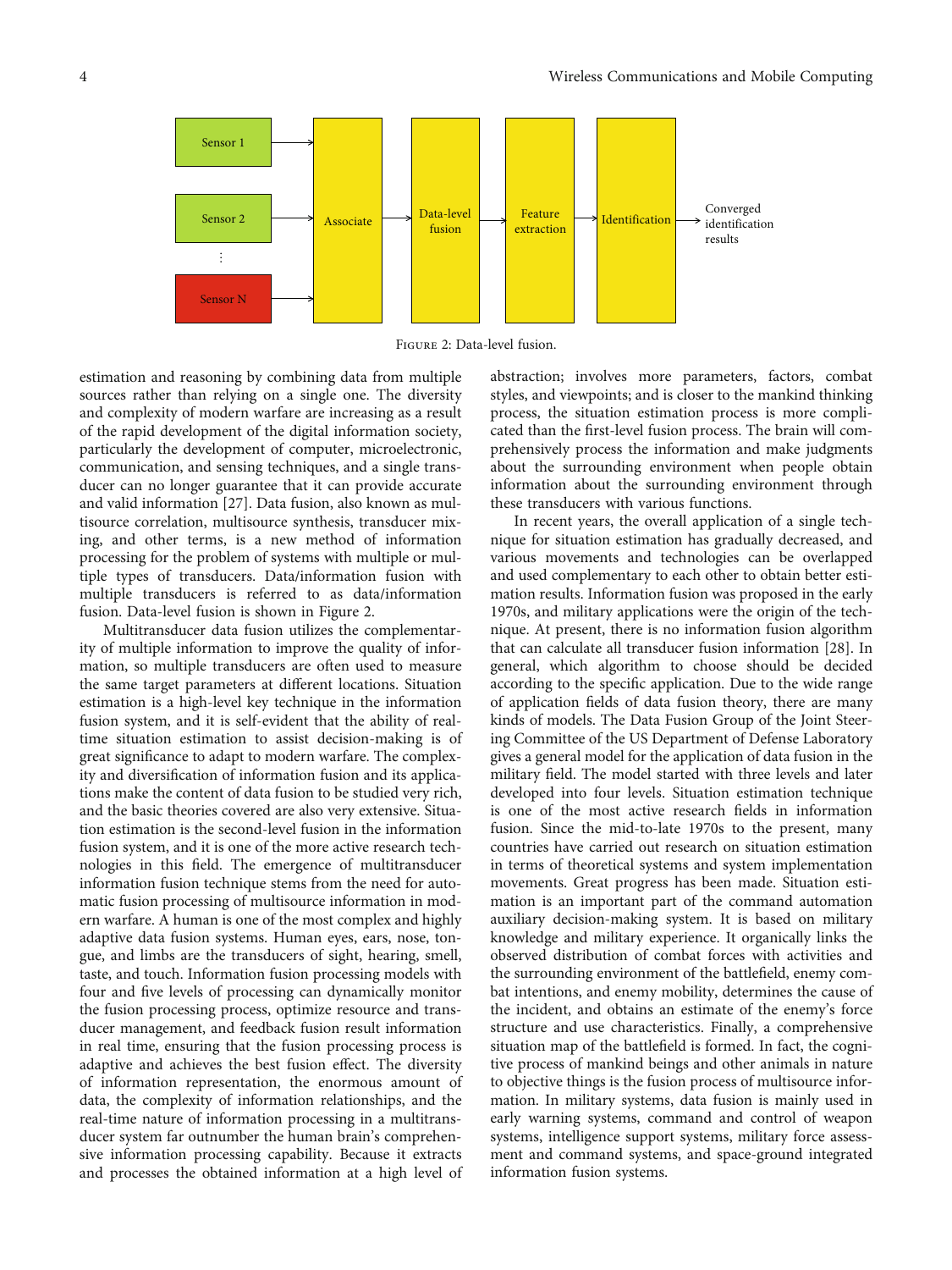Figure 2: Data-level fusion.

estimation and reasoning by combining data from multiple sources rather than relying on a single one. The diversity and complexity of modern warfare are increasing as a result of the rapid development of the digital information society, particularly the development of computer, microelectronic, communication, and sensing techniques, and a single transducer can no longer guarantee that it can provide accurate and valid information [27]. Data fusion, also known as multisource correlation, multisource synthesis, transducer mixing, and other terms, is a new method of information processing for the problem of systems with multiple or multiple types of transducers. Data/information fusion with multiple transducers is referred to as data/information fusion. Data-level fusion is shown in Figure 2.

Multitransducer data fusion utilizes the complementarity of multiple information to improve the quality of information, so multiple transducers are often used to measure the same target parameters at different locations. Situation estimation is a high-level key technique in the information fusion system, and it is self-evident that the ability of real-time situation estimation to assist decision-making is of great significance to adapt to modern warfare. The complexity and diversification of information fusion and its applications make the content of data fusion to be studied very rich, and the basic theories covered are also very extensive. Situation estimation is the second-level fusion in the information fusion system, and it is one of the more active research technologies in this field. The emergence of multitransducer information fusion technique stems from the need for automatic fusion processing of multisource information in modern warfare. A human is one of the most complex and highly adaptive data fusion systems. Human eyes, ears, nose, tongue, and limbs are the transducers of sight, hearing, smell, taste, and touch. Information fusion processing models with four and five levels of processing can dynamically monitor the fusion processing process, optimize resource and transducer management, and feedback fusion result information in real time, ensuring that the fusion processing process is adaptive and achieves the best fusion effect. The diversity of information representation, the enormous amount of data, the complexity of information relationships, and the real-time nature of information processing in a multitransducer system far outnumber the human brain's comprehensive information processing capability. Because it extracts and processes the obtained information at a high level of abstraction; involves more parameters, factors, combat styles, and viewpoints; and is closer to the mankind thinking process, the situation estimation process is more complicated than the first-level fusion process. The brain will comprehensively process the information and make judgments about the surrounding environment when people obtain information about the surrounding environment through these transducers with various functions.

In recent years, the overall application of a single technique for situation estimation has gradually decreased, and various movements and technologies can be overlapped and used complementary to each other to obtain better estimation results. Information fusion was proposed in the early 1970s, and military applications were the origin of the technique. At present, there is no information fusion algorithm that can calculate all transducer fusion information [28]. In general, which algorithm to choose should be decided according to the specific application. Due to the wide range of application fields of data fusion theory, there are many kinds of models. The Data Fusion Group of the Joint Steering Committee of the US Department of Defense Laboratory gives a general model for the application of data fusion in the military field. The model started with three levels and later developed into four levels. Situation estimation technique is one of the most active research fields in information fusion. Since the mid-to-late 1970s to the present, many countries have carried out research on situation estimation in terms of theoretical systems and system implementation movements. Great progress has been made. Situation estimation is an important part of the command automation auxiliary decision-making system. It is based on military knowledge and military experience. It organically links the observed distribution of combat forces with activities and the surrounding environment of the battlefield, enemy combat intentions, and enemy mobility, determines the cause of the incident, and obtains an estimate of the enemy's force structure and use characteristics. Finally, a comprehensive situation map of the battlefield is formed. In fact, the cognitive process of mankind beings and other animals in nature to objective things is the fusion process of multisource information. In military systems, data fusion is mainly used in early warning systems, command and control of weapon systems, intelligence support systems, military force assessment and command systems, and space-ground integrated information fusion systems.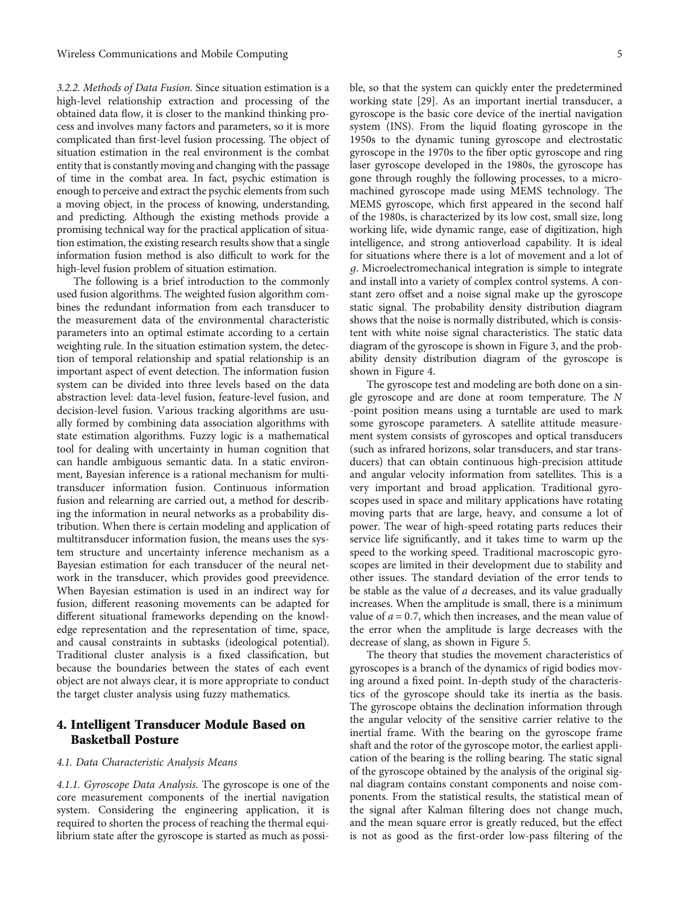*3.2.2. Methods of Data Fusion.* Since situation estimation is a high-level relationship extraction and processing of the obtained data flow, it is closer to the mankind thinking process and involves many factors and parameters, so it is more complicated than first-level fusion processing. The object of situation estimation in the real environment is the combat entity that is constantly moving and changing with the passage of time in the combat area. In fact, psychic estimation is enough to perceive and extract the psychic elements from such a moving object, in the process of knowing, understanding, and predicting. Although the existing methods provide a promising technical way for the practical application of situation estimation, the existing research results show that a single information fusion method is also difficult to work for the high-level fusion problem of situation estimation.

The following is a brief introduction to the commonly used fusion algorithms. The weighted fusion algorithm combines the redundant information from each transducer to the measurement data of the environmental characteristic parameters into an optimal estimate according to a certain weighting rule. In the situation estimation system, the detection of temporal relationship and spatial relationship is an important aspect of event detection. The information fusion system can be divided into three levels based on the data abstraction level: data-level fusion, feature-level fusion, and decision-level fusion. Various tracking algorithms are usually formed by combining data association algorithms with state estimation algorithms. Fuzzy logic is a mathematical tool for dealing with uncertainty in human cognition that can handle ambiguous semantic data. In a static environment, Bayesian inference is a rational mechanism for multitransducer information fusion. Continuous information fusion and relearning are carried out, a method for describing the information in neural networks as a probability distribution. When there is certain modeling and application of multitransducer information fusion, the means uses the system structure and uncertainty inference mechanism as a Bayesian estimation for each transducer of the neural network in the transducer, which provides good preevidence. When Bayesian estimation is used in an indirect way for fusion, different reasoning movements can be adapted for different situational frameworks depending on the knowledge representation and the representation of time, space, and causal constraints in subtasks (ideological potential). Traditional cluster analysis is a fixed classification, but because the boundaries between the states of each event object are not always clear, it is more appropriate to conduct the target cluster analysis using fuzzy mathematics.

## 4. Intelligent Transducer Module Based on Basketball Posture

### 4.1. Data Characteristic Analysis Means

*4.1.1. Gyroscope Data Analysis.* The gyroscope is one of the core measurement components of the inertial navigation system. Considering the engineering application, it is required to shorten the process of reaching the thermal equilibrium state after the gyroscope is started as much as possible, so that the system can quickly enter the predetermined working state [29]. As an important inertial transducer, a gyroscope is the basic core device of the inertial navigation system (INS). From the liquid floating gyroscope in the 1950s to the dynamic tuning gyroscope and electrostatic gyroscope in the 1970s to the fiber optic gyroscope and ring laser gyroscope developed in the 1980s, the gyroscope has gone through roughly the following processes, to a micromachined gyroscope made using MEMS technology. The MEMS gyroscope, which first appeared in the second half of the 1980s, is characterized by its low cost, small size, long working life, wide dynamic range, ease of digitization, high intelligence, and strong antioverload capability. It is ideal for situations where there is a lot of movement and a lot of $g$. Microelectromechanical integration is simple to integrate and install into a variety of complex control systems. A constant zero offset and a noise signal make up the gyroscope static signal. The probability density distribution diagram shows that the noise is normally distributed, which is consistent with white noise signal characteristics. The static data diagram of the gyroscope is shown in Figure 3, and the probability density distribution diagram of the gyroscope is shown in Figure 4.

The gyroscope test and modeling are both done on a single gyroscope and are done at room temperature. The $N$ -point position means using a turntable are used to mark some gyroscope parameters. A satellite attitude measurement system consists of gyroscopes and optical transducers (such as infrared horizons, solar transducers, and star transducers) that can obtain continuous high-precision attitude and angular velocity information from satellites. This is a very important and broad application. Traditional gyroscopes used in space and military applications have rotating moving parts that are large, heavy, and consume a lot of power. The wear of high-speed rotating parts reduces their service life significantly, and it takes time to warm up the speed to the working speed. Traditional macroscopic gyroscopes are limited in their development due to stability and other issues. The standard deviation of the error tends to be stable as the value of $a$ decreases, and its value gradually increases. When the amplitude is small, there is a minimum value of $a = 0.7$, which then increases, and the mean value of the error when the amplitude is large decreases with the decrease of slang, as shown in Figure 5.

The theory that studies the movement characteristics of gyroscopes is a branch of the dynamics of rigid bodies moving around a fixed point. In-depth study of the characteristics of the gyroscope should take its inertia as the basis. The gyroscope obtains the declination information through the angular velocity of the sensitive carrier relative to the inertial frame. With the bearing on the gyroscope frame shaft and the rotor of the gyroscope motor, the earliest application of the bearing is the rolling bearing. The static signal of the gyroscope obtained by the analysis of the original signal diagram contains constant components and noise components. From the statistical results, the statistical mean of the signal after Kalman filtering does not change much, and the mean square error is greatly reduced, but the effect is not as good as the first-order low-pass filtering of the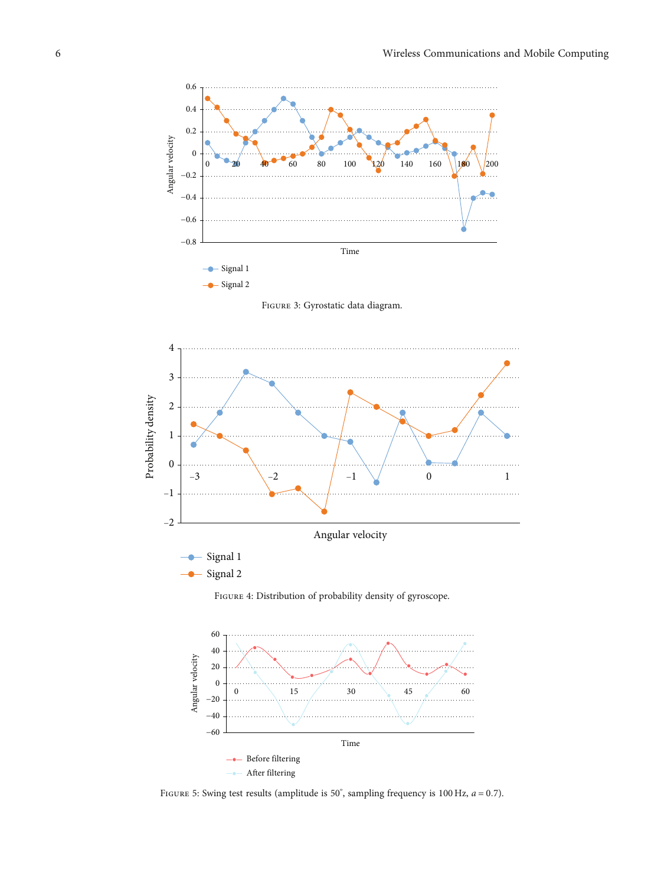Figure 3: Gyrostatic data diagram.

Figure 4: Distribution of probability density of gyroscope.

Figure 5: Swing test results (amplitude is 50°, sampling frequency is 100 Hz, $a = 0.7$).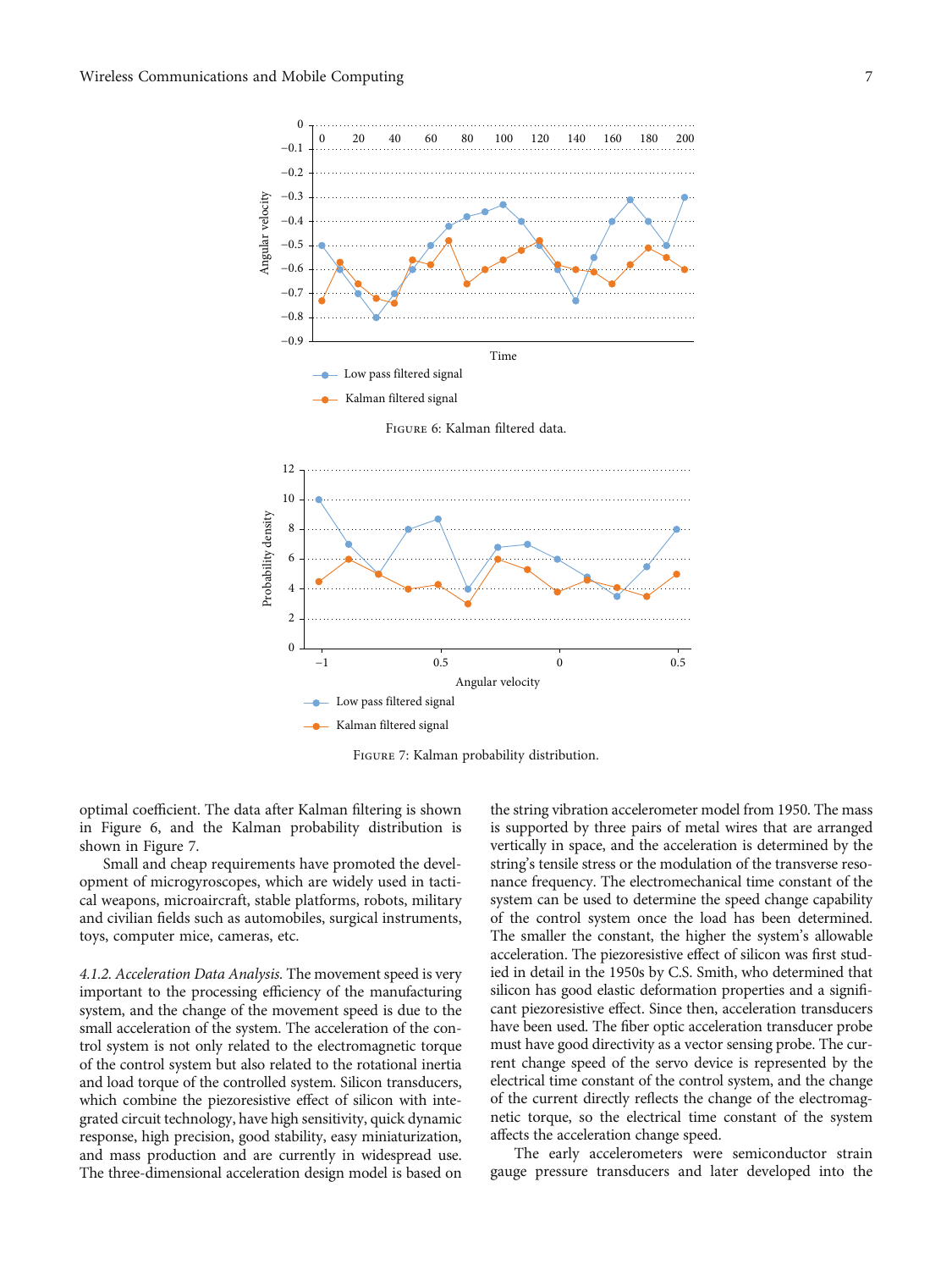FIGURE 6: Kalman filtered data.

FIGURE 7: Kalman probability distribution.

optimal coefficient. The data after Kalman filtering is shown in Figure 6, and the Kalman probability distribution is shown in Figure 7.

Small and cheap requirements have promoted the development of microgyroscopes, which are widely used in tactical weapons, microaircraft, stable platforms, robots, military and civilian fields such as automobiles, surgical instruments, toys, computer mice, cameras, etc.

*4.1.2. Acceleration Data Analysis.* The movement speed is very important to the processing efficiency of the manufacturing system, and the change of the movement speed is due to the small acceleration of the system. The acceleration of the control system is not only related to the electromagnetic torque of the control system but also related to the rotational inertia and load torque of the controlled system. Silicon transducers, which combine the piezoresistive effect of silicon with integrated circuit technology, have high sensitivity, quick dynamic response, high precision, good stability, easy miniaturization, and mass production and are currently in widespread use. The three-dimensional acceleration design model is based on the string vibration accelerometer model from 1950. The mass is supported by three pairs of metal wires that are arranged vertically in space, and the acceleration is determined by the string's tensile stress or the modulation of the transverse resonance frequency. The electromechanical time constant of the system can be used to determine the speed change capability of the control system once the load has been determined. The smaller the constant, the higher the system's allowable acceleration. The piezoresistive effect of silicon was first studied in detail in the 1950s by C.S. Smith, who determined that silicon has good elastic deformation properties and a significant piezoresistive effect. Since then, acceleration transducers have been used. The fiber optic acceleration transducer probe must have good directivity as a vector sensing probe. The current change speed of the servo device is represented by the electrical time constant of the control system, and the change of the current directly reflects the change of the electromagnetic torque, so the electrical time constant of the system affects the acceleration change speed.

The early accelerometers were semiconductor strain gauge pressure transducers and later developed into the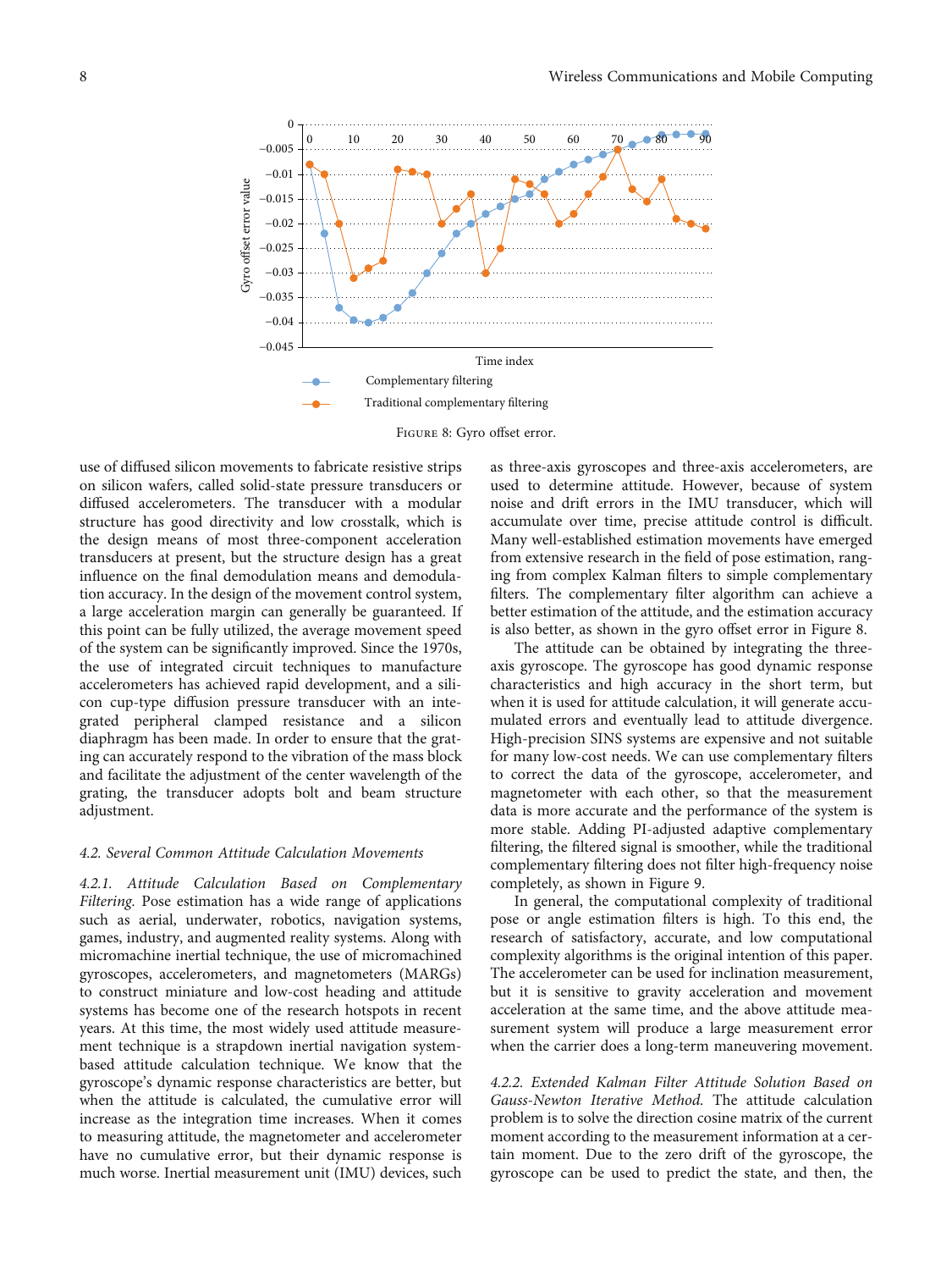FIGURE 8: Gyro offset error.

use of diffused silicon movements to fabricate resistive strips on silicon wafers, called solid-state pressure transducers or diffused accelerometers. The transducer with a modular structure has good directivity and low crosstalk, which is the design means of most three-component acceleration transducers at present, but the structure design has a great influence on the final demodulation means and demodulation accuracy. In the design of the movement control system, a large acceleration margin can generally be guaranteed. If this point can be fully utilized, the average movement speed of the system can be significantly improved. Since the 1970s, the use of integrated circuit techniques to manufacture accelerometers has achieved rapid development, and a silicon cup-type diffusion pressure transducer with an integrated peripheral clamped resistance and a silicon diaphragm has been made. In order to ensure that the grating can accurately respond to the vibration of the mass block and facilitate the adjustment of the center wavelength of the grating, the transducer adopts bolt and beam structure adjustment.

### 4.2. Several Common Attitude Calculation Movements

*4.2.1. Attitude Calculation Based on Complementary Filtering.* Pose estimation has a wide range of applications such as aerial, underwater, robotics, navigation systems, games, industry, and augmented reality systems. Along with micromachine inertial technique, the use of micromachined gyroscopes, accelerometers, and magnetometers (MARGs) to construct miniature and low-cost heading and attitude systems has become one of the research hotspots in recent years. At this time, the most widely used attitude measurement technique is a strapdown inertial navigation system-based attitude calculation technique. We know that the gyroscope's dynamic response characteristics are better, but when the attitude is calculated, the cumulative error will increase as the integration time increases. When it comes to measuring attitude, the magnetometer and accelerometer have no cumulative error, but their dynamic response is much worse. Inertial measurement unit (IMU) devices, such as three-axis gyroscopes and three-axis accelerometers, are used to determine attitude. However, because of system noise and drift errors in the IMU transducer, which will accumulate over time, precise attitude control is difficult. Many well-established estimation movements have emerged from extensive research in the field of pose estimation, ranging from complex Kalman filters to simple complementary filters. The complementary filter algorithm can achieve a better estimation of the attitude, and the estimation accuracy is also better, as shown in the gyro offset error in Figure 8.

The attitude can be obtained by integrating the three-axis gyroscope. The gyroscope has good dynamic response characteristics and high accuracy in the short term, but when it is used for attitude calculation, it will generate accumulated errors and eventually lead to attitude divergence. High-precision SINS systems are expensive and not suitable for many low-cost needs. We can use complementary filters to correct the data of the gyroscope, accelerometer, and magnetometer with each other, so that the measurement data is more accurate and the performance of the system is more stable. Adding PI-adjusted adaptive complementary filtering, the filtered signal is smoother, while the traditional complementary filtering does not filter high-frequency noise completely, as shown in Figure 9.

In general, the computational complexity of traditional pose or angle estimation filters is high. To this end, the research of satisfactory, accurate, and low computational complexity algorithms is the original intention of this paper. The accelerometer can be used for inclination measurement, but it is sensitive to gravity acceleration and movement acceleration at the same time, and the above attitude measurement system will produce a large measurement error when the carrier does a long-term maneuvering movement.

*4.2.2. Extended Kalman Filter Attitude Solution Based on Gauss-Newton Iterative Method.* The attitude calculation problem is to solve the direction cosine matrix of the current moment according to the measurement information at a certain moment. Due to the zero drift of the gyroscope, the gyroscope can be used to predict the state, and then, the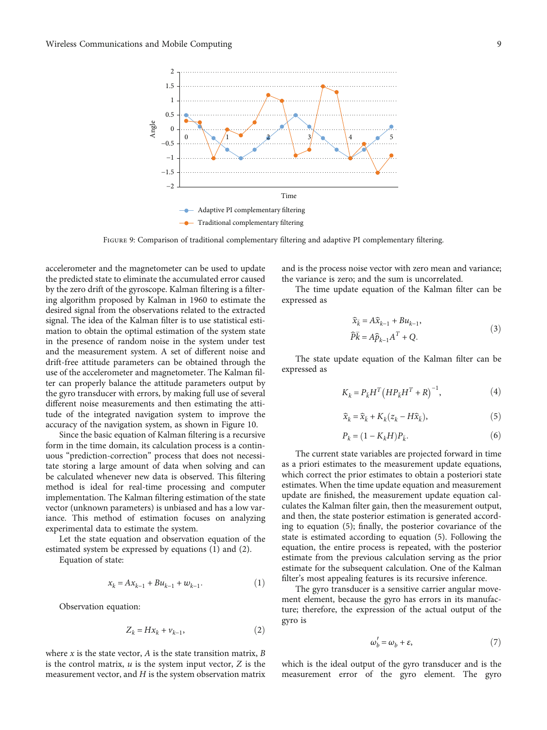Figure 9: Comparison of traditional complementary filtering and adaptive PI complementary filtering.

accelerometer and the magnetometer can be used to update the predicted state to eliminate the accumulated error caused by the zero drift of the gyroscope. Kalman filtering is a filtering algorithm proposed by Kalman in 1960 to estimate the desired signal from the observations related to the extracted signal. The idea of the Kalman filter is to use statistical estimation to obtain the optimal estimation of the system state in the presence of random noise in the system under test and the measurement system. A set of different noise and drift-free attitude parameters can be obtained through the use of the accelerometer and magnetometer. The Kalman filter can properly balance the attitude parameters output by the gyro transducer with errors, by making full use of several different noise measurements and then estimating the attitude of the integrated navigation system to improve the accuracy of the navigation system, as shown in Figure 10.

Since the basic equation of Kalman filtering is a recursive form in the time domain, its calculation process is a continuous "prediction-correction" process that does not necessitate storing a large amount of data when solving and can be calculated whenever new data is observed. This filtering method is ideal for real-time processing and computer implementation. The Kalman filtering estimation of the state vector (unknown parameters) is unbiased and has a low variance. This method of estimation focuses on analyzing experimental data to estimate the system.

Let the state equation and observation equation of the estimated system be expressed by equations (1) and (2).

Equation of state:

$$x_k = Ax_{k-1} + Bu_{k-1} + w_{k-1}. \tag{1}$$

Observation equation:

$$Z_k = Hx_k + v_{k-1}, \tag{2}$$

where $x$ is the state vector, $A$ is the state transition matrix, $B$ is the control matrix, $u$ is the system input vector, $Z$ is the measurement vector, and $H$ is the system observation matrix and is the process noise vector with zero mean and variance; the variance is zero; and the sum is uncorrelated.

The time update equation of the Kalman filter can be expressed as

$$\begin{aligned} \hat{x}_{\bar{k}} &= A\hat{x}_{k-1} + Bu_{k-1}, \\ \hat{P}\bar{k} &= A\hat{p}_{k-1}A^T + Q. \end{aligned} \tag{3}$$

The state update equation of the Kalman filter can be expressed as

$$K_k = P_{\bar{k}}H^T\left(HP_{\bar{k}}H^T + R\right)^{-1}, \tag{4}$$

$$\hat{x}_k = \hat{x}_{\bar{k}} + K_k(z_k - H\hat{x}_{\bar{k}}), \tag{5}$$

$$P_k = (1 - K_kH)P_{\bar{k}}. \tag{6}$$

The current state variables are projected forward in time as a priori estimates to the measurement update equations, which correct the prior estimates to obtain a posteriori state estimates. When the time update equation and measurement update are finished, the measurement update equation calculates the Kalman filter gain, then the measurement output, and then, the state posterior estimation is generated according to equation (5); finally, the posterior covariance of the state is estimated according to equation (5). Following the equation, the entire process is repeated, with the posterior estimate from the previous calculation serving as the prior estimate for the subsequent calculation. One of the Kalman filter's most appealing features is its recursive inference.

The gyro transducer is a sensitive carrier angular movement element, because the gyro has errors in its manufacture; therefore, the expression of the actual output of the gyro is

$$\omega_b' = \omega_b + \varepsilon, \tag{7}$$

which is the ideal output of the gyro transducer and is the measurement error of the gyro element. The gyro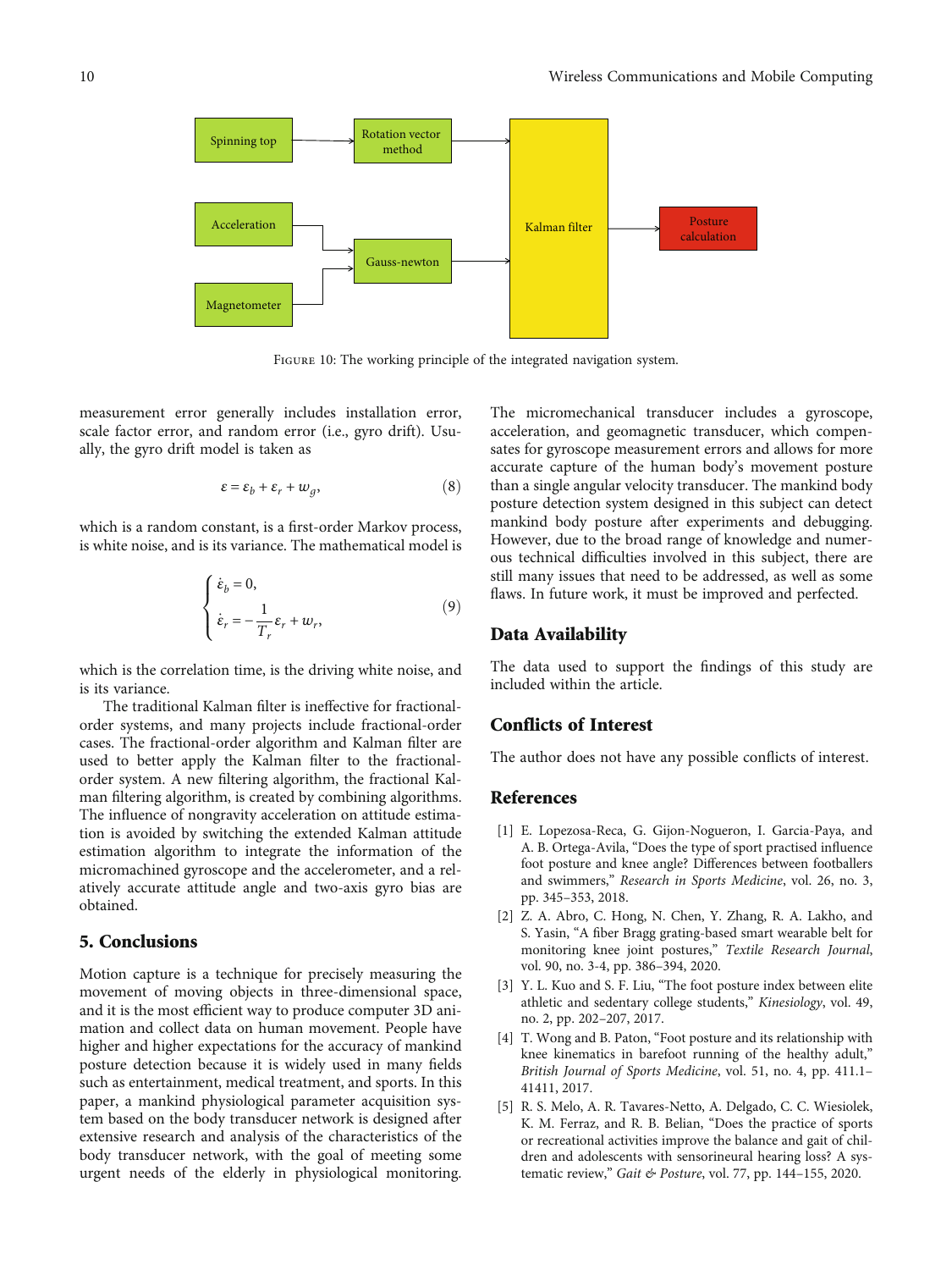FIGURE 10: The working principle of the integrated navigation system.

measurement error generally includes installation error, scale factor error, and random error (i.e., gyro drift). Usually, the gyro drift model is taken as

$$\varepsilon = \varepsilon_b + \varepsilon_r + w_g, \tag{8}$$

which is a random constant, is a first-order Markov process, is white noise, and is its variance. The mathematical model is

$$\begin{cases} \dot{\varepsilon}_b = 0, \\ \dot{\varepsilon}_r = -\dfrac{1}{T_r}\varepsilon_r + w_r, \end{cases} \tag{9}$$

which is the correlation time, is the driving white noise, and is its variance.

The traditional Kalman filter is ineffective for fractional-order systems, and many projects include fractional-order cases. The fractional-order algorithm and Kalman filter are used to better apply the Kalman filter to the fractional-order system. A new filtering algorithm, the fractional Kalman filtering algorithm, is created by combining algorithms. The influence of nongravity acceleration on attitude estimation is avoided by switching the extended Kalman attitude estimation algorithm to integrate the information of the micromachined gyroscope and the accelerometer, and a relatively accurate attitude angle and two-axis gyro bias are obtained.

## 5. Conclusions

Motion capture is a technique for precisely measuring the movement of moving objects in three-dimensional space, and it is the most efficient way to produce computer 3D animation and collect data on human movement. People have higher and higher expectations for the accuracy of mankind posture detection because it is widely used in many fields such as entertainment, medical treatment, and sports. In this paper, a mankind physiological parameter acquisition system based on the body transducer network is designed after extensive research and analysis of the characteristics of the body transducer network, with the goal of meeting some urgent needs of the elderly in physiological monitoring. The micromechanical transducer includes a gyroscope, acceleration, and geomagnetic transducer, which compensates for gyroscope measurement errors and allows for more accurate capture of the human body's movement posture than a single angular velocity transducer. The mankind body posture detection system designed in this subject can detect mankind body posture after experiments and debugging. However, due to the broad range of knowledge and numerous technical difficulties involved in this subject, there are still many issues that need to be addressed, as well as some flaws. In future work, it must be improved and perfected.

## Data Availability

The data used to support the findings of this study are included within the article.

## Conflicts of Interest

The author does not have any possible conflicts of interest.

## References

[1] E. Lopezosa-Reca, G. Gijon-Nogueron, I. Garcia-Paya, and A. B. Ortega-Avila, "Does the type of sport practised influence foot posture and knee angle? Differences between footballers and swimmers," *Research in Sports Medicine*, vol. 26, no. 3, pp. 345–353, 2018.

[2] Z. A. Abro, C. Hong, N. Chen, Y. Zhang, R. A. Lakho, and S. Yasin, "A fiber Bragg grating-based smart wearable belt for monitoring knee joint postures," *Textile Research Journal*, vol. 90, no. 3-4, pp. 386–394, 2020.

[3] Y. L. Kuo and S. F. Liu, "The foot posture index between elite athletic and sedentary college students," *Kinesiology*, vol. 49, no. 2, pp. 202–207, 2017.

[4] T. Wong and B. Paton, "Foot posture and its relationship with knee kinematics in barefoot running of the healthy adult," *British Journal of Sports Medicine*, vol. 51, no. 4, pp. 411.1–41411, 2017.

[5] R. S. Melo, A. R. Tavares-Netto, A. Delgado, C. C. Wiesiolek, K. M. Ferraz, and R. B. Belian, "Does the practice of sports or recreational activities improve the balance and gait of children and adolescents with sensorineural hearing loss? A systematic review," *Gait & Posture*, vol. 77, pp. 144–155, 2020.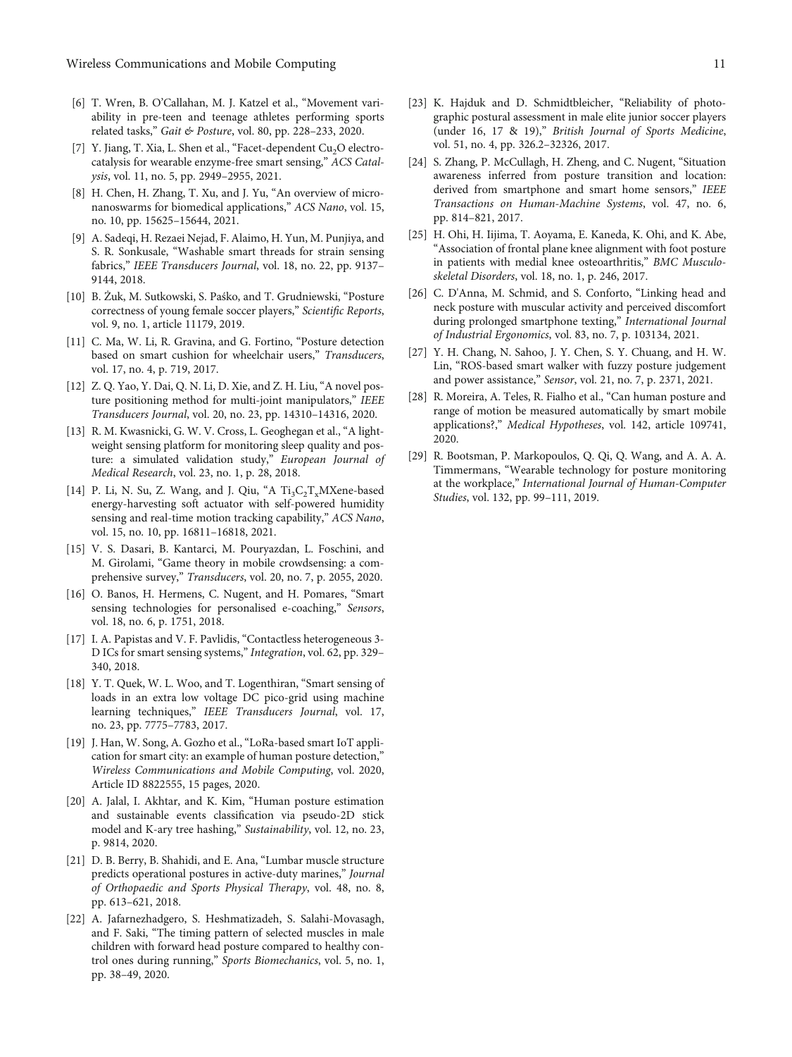[6] T. Wren, B. O'Callahan, M. J. Katzel et al., "Movement variability in pre-teen and teenage athletes performing sports related tasks," *Gait & Posture*, vol. 80, pp. 228–233, 2020.

[7] Y. Jiang, T. Xia, L. Shen et al., "Facet-dependent $Cu_2O$ electrocatalysis for wearable enzyme-free smart sensing," *ACS Catalysis*, vol. 11, no. 5, pp. 2949–2955, 2021.

[8] H. Chen, H. Zhang, T. Xu, and J. Yu, "An overview of micronanoswarms for biomedical applications," *ACS Nano*, vol. 15, no. 10, pp. 15625–15644, 2021.

[9] A. Sadeqi, H. Rezaei Nejad, F. Alaimo, H. Yun, M. Punjiya, and S. R. Sonkusale, "Washable smart threads for strain sensing fabrics," *IEEE Transducers Journal*, vol. 18, no. 22, pp. 9137–9144, 2018.

[10] B. Żuk, M. Sutkowski, S. Paśko, and T. Grudniewski, "Posture correctness of young female soccer players," *Scientific Reports*, vol. 9, no. 1, article 11179, 2019.

[11] C. Ma, W. Li, R. Gravina, and G. Fortino, "Posture detection based on smart cushion for wheelchair users," *Transducers*, vol. 17, no. 4, p. 719, 2017.

[12] Z. Q. Yao, Y. Dai, Q. N. Li, D. Xie, and Z. H. Liu, "A novel posture positioning method for multi-joint manipulators," *IEEE Transducers Journal*, vol. 20, no. 23, pp. 14310–14316, 2020.

[13] R. M. Kwasnicki, G. W. V. Cross, L. Geoghegan et al., "A lightweight sensing platform for monitoring sleep quality and posture: a simulated validation study," *European Journal of Medical Research*, vol. 23, no. 1, p. 28, 2018.

[14] P. Li, N. Su, Z. Wang, and J. Qiu, "A $Ti_3C_2T_x$MXene-based energy-harvesting soft actuator with self-powered humidity sensing and real-time motion tracking capability," *ACS Nano*, vol. 15, no. 10, pp. 16811–16818, 2021.

[15] V. S. Dasari, B. Kantarci, M. Pouryazdan, L. Foschini, and M. Girolami, "Game theory in mobile crowdsensing: a comprehensive survey," *Transducers*, vol. 20, no. 7, p. 2055, 2020.

[16] O. Banos, H. Hermens, C. Nugent, and H. Pomares, "Smart sensing technologies for personalised e-coaching," *Sensors*, vol. 18, no. 6, p. 1751, 2018.

[17] I. A. Papistas and V. F. Pavlidis, "Contactless heterogeneous 3-D ICs for smart sensing systems," *Integration*, vol. 62, pp. 329–340, 2018.

[18] Y. T. Quek, W. L. Woo, and T. Logenthiran, "Smart sensing of loads in an extra low voltage DC pico-grid using machine learning techniques," *IEEE Transducers Journal*, vol. 17, no. 23, pp. 7775–7783, 2017.

[19] J. Han, W. Song, A. Gozho et al., "LoRa-based smart IoT application for smart city: an example of human posture detection," *Wireless Communications and Mobile Computing*, vol. 2020, Article ID 8822555, 15 pages, 2020.

[20] A. Jalal, I. Akhtar, and K. Kim, "Human posture estimation and sustainable events classification via pseudo-2D stick model and K-ary tree hashing," *Sustainability*, vol. 12, no. 23, p. 9814, 2020.

[21] D. B. Berry, B. Shahidi, and E. Ana, "Lumbar muscle structure predicts operational postures in active-duty marines," *Journal of Orthopaedic and Sports Physical Therapy*, vol. 48, no. 8, pp. 613–621, 2018.

[22] A. Jafarnezhadgero, S. Heshmatizadeh, S. Salahi-Movasagh, and F. Saki, "The timing pattern of selected muscles in male children with forward head posture compared to healthy control ones during running," *Sports Biomechanics*, vol. 5, no. 1, pp. 38–49, 2020.

[23] K. Hajduk and D. Schmidtbleicher, "Reliability of photographic postural assessment in male elite junior soccer players (under 16, 17 & 19)," *British Journal of Sports Medicine*, vol. 51, no. 4, pp. 326.2–32326, 2017.

[24] S. Zhang, P. McCullagh, H. Zheng, and C. Nugent, "Situation awareness inferred from posture transition and location: derived from smartphone and smart home sensors," *IEEE Transactions on Human-Machine Systems*, vol. 47, no. 6, pp. 814–821, 2017.

[25] H. Ohi, H. Iijima, T. Aoyama, E. Kaneda, K. Ohi, and K. Abe, "Association of frontal plane knee alignment with foot posture in patients with medial knee osteoarthritis," *BMC Musculoskeletal Disorders*, vol. 18, no. 1, p. 246, 2017.

[26] C. D'Anna, M. Schmid, and S. Conforto, "Linking head and neck posture with muscular activity and perceived discomfort during prolonged smartphone texting," *International Journal of Industrial Ergonomics*, vol. 83, no. 7, p. 103134, 2021.

[27] Y. H. Chang, N. Sahoo, J. Y. Chen, S. Y. Chuang, and H. W. Lin, "ROS-based smart walker with fuzzy posture judgement and power assistance," *Sensor*, vol. 21, no. 7, p. 2371, 2021.

[28] R. Moreira, A. Teles, R. Fialho et al., "Can human posture and range of motion be measured automatically by smart mobile applications?," *Medical Hypotheses*, vol. 142, article 109741, 2020.

[29] R. Bootsman, P. Markopoulos, Q. Qi, Q. Wang, and A. A. A. Timmermans, "Wearable technology for posture monitoring at the workplace," *International Journal of Human-Computer Studies*, vol. 132, pp. 99–111, 2019.